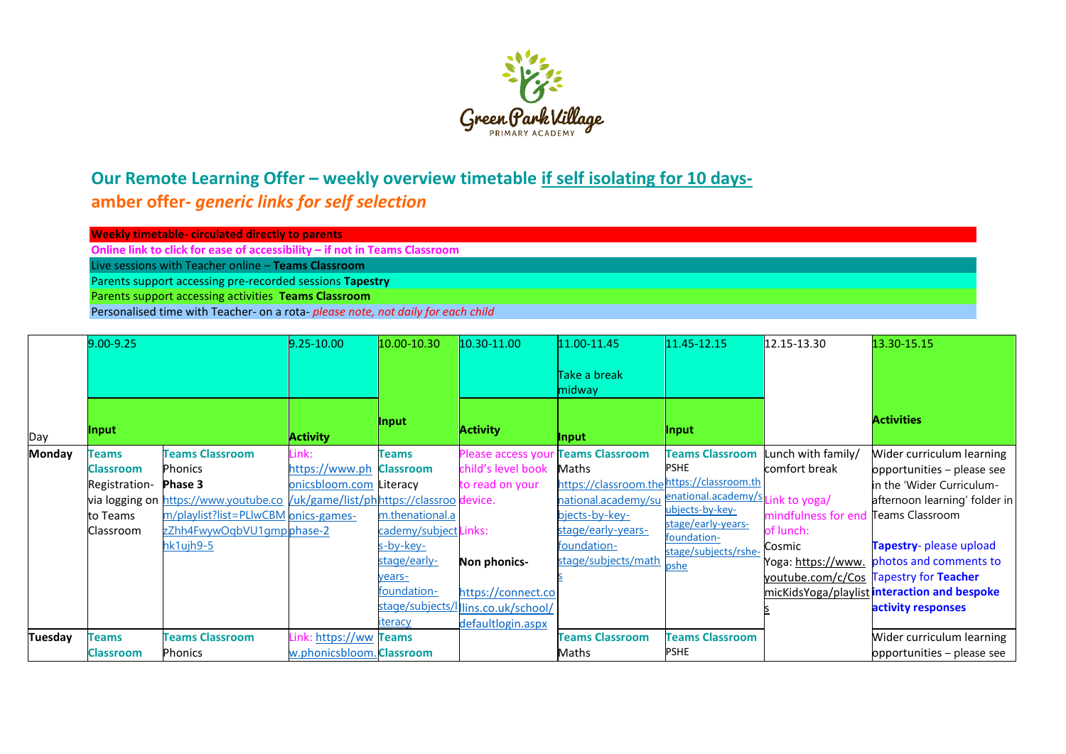Green Park Village PRIMARY ACADEMY

## Our Remote Learning Offer – weekly overview timetable if self isolating for 10 days-

### amber offer- *generic links for self selection*

**Weekly timetable- circulated directly to parents**

**Online link to click for ease of accessibility – if not in Teams Classroom**

Live sessions with Teacher online – **Teams Classroom**

Parents support accessing pre-recorded sessions **Tapestry**

Parents support accessing activities **Teams Classroom**

Personalised time with Teacher- on a rota- *please note, not daily for each child*

| | 9.00-9.25 | | 9.25-10.00 | 10.00-10.30 | 10.30-11.00 | 11.00-11.45<br>Take a break midway | 11.45-12.15 | 12.15-13.30 | 13.30-15.15 |
|---|---|---|---|---|---|---|---|---|---|
| Day | **Input** | | **Activity** | **Input** | **Activity** | **Input** | **Input** | | **Activities** |
| **Monday** | **Teams Classroom**<br>Registration- via logging on to Teams Classroom | **Teams Classroom**<br>Phonics<br>**Phase 3**<br>https://www.youtube.com/playlist?list=PLlwCBMzZhh4FwywOqbVU1gmphk1ujh9-5 | Link:<br>https://www.phonicsbloom.com/uk/game/list/phonics-games-phase-2 | **Teams Classroom**<br>Literacy<br>https://classroom.thenational.academy/subjects-by-key-stage/early-years-foundation-stage/subjects/literacy | Please access your child's level book to read on your device.<br>Links:<br>**Non phonics-**<br>https://connect.collins.co.uk/school/defaultlogin.aspx | **Teams Classroom**<br>Maths<br>https://classroom.thenational.academy/subjects-by-key-stage/early-years-foundation-stage/subjects/maths | **Teams Classroom**<br>PSHE<br>https://classroom.thenational.academy/subjects-by-key-stage/early-years-foundation-stage/subjects/rshe-pshe | Lunch with family/ comfort break<br>Link to yoga/ mindfulness for end of lunch:<br>Cosmic Yoga: https://www.youtube.com/c/CosmicKidsYoga/playlists | Wider curriculum learning opportunities – please see in the 'Wider Curriculum- afternoon learning' folder in Teams Classroom<br>**Tapestry**- please upload photos and comments to Tapestry for **Teacher interaction and bespoke activity responses** |
| **Tuesday** | **Teams Classroom** | **Teams Classroom**<br>Phonics | Link: https://www.phonicsbloom. | **Teams Classroom** | | **Teams Classroom**<br>Maths | **Teams Classroom**<br>PSHE | | Wider curriculum learning opportunities – please see |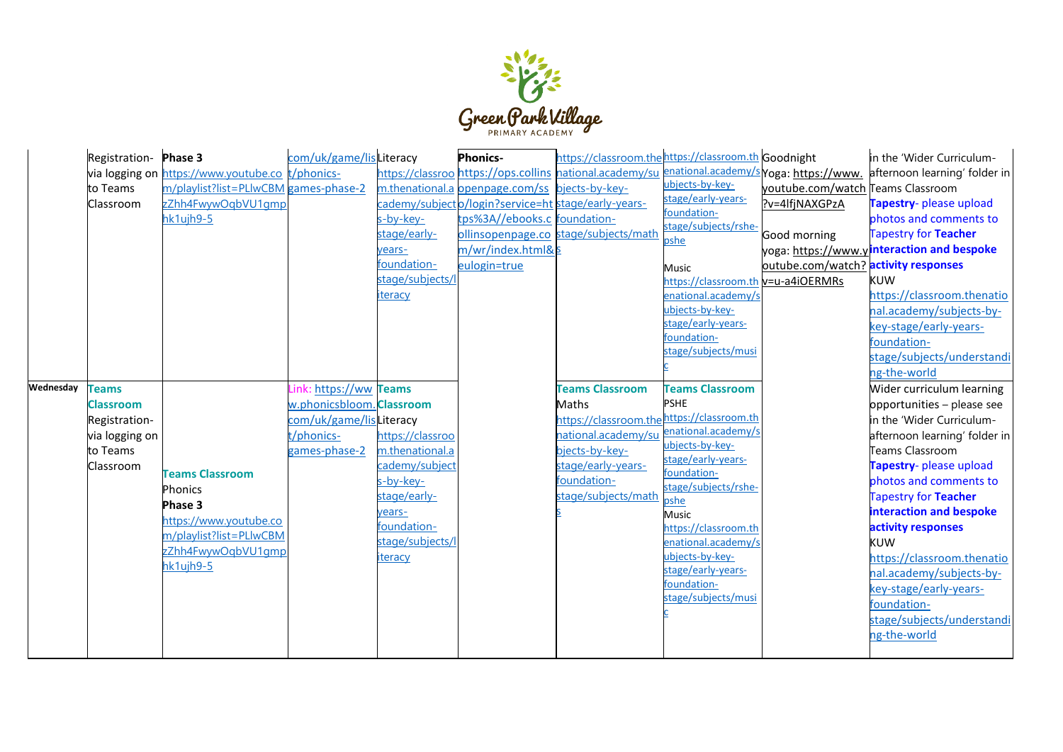| | | | | | | | | | |
|---|---|---|---|---|---|---|---|---|---|
| | Registration- via logging on to Teams Classroom | **Phase 3** https://www.youtube.com/playlist?list=PLlwCBMzZhh4FwywOqbVU1gmphk1ujh9-5 | com/uk/game/list/phonics-games-phase-2 | Literacy https://classroom.thenational.academy/subjects-by-key-stage/early-years-foundation-stage/subjects/literacy | **Phonics-** https://ops.collinsopenpage.com/sso/login?service=https%3A//ebooks.collinsopenpage.com/wr/index.html&seulogin=true | https://classroom.thenational.academy/subjects-by-key-stage/early-years-foundation-stage/subjects/maths | https://classroom.thenational.academy/subjects-by-key-stage/early-years-foundation-stage/subjects/rshe-pshe Music https://classroom.thenational.academy/subjects-by-key-stage/early-years-foundation-stage/subjects/music | Goodnight Yoga: https://www.youtube.com/watch?v=4lfjNAXGPzA Good morning yoga: https://www.youtube.com/watch?v=u-a4iOERMRs | in the 'Wider Curriculum-afternoon learning' folder in Teams Classroom **Tapestry**- please upload photos and comments to Tapestry for **Teacher interaction and bespoke activity responses** KUW https://classroom.thenational.academy/subjects-by-key-stage/early-years-foundation-stage/subjects/understanding-the-world |
| **Wednesday** | **Teams Classroom** Registration- via logging on to Teams Classroom | **Teams Classroom** Phonics **Phase 3** https://www.youtube.com/playlist?list=PLlwCBMzZhh4FwywOqbVU1gmphk1ujh9-5 | Link: https://www.phonicsbloom.com/uk/game/list/phonics-games-phase-2 | **Teams Classroom** Literacy https://classroom.thenational.academy/subjects-by-key-stage/early-years-foundation-stage/subjects/literacy | | **Teams Classroom** Maths https://classroom.thenational.academy/subjects-by-key-stage/early-years-foundation-stage/subjects/maths | **Teams Classroom** PSHE https://classroom.thenational.academy/subjects-by-key-stage/early-years-foundation-stage/subjects/rshe-pshe Music https://classroom.thenational.academy/subjects-by-key-stage/early-years-foundation-stage/subjects/music | | Wider curriculum learning opportunities – please see in the 'Wider Curriculum-afternoon learning' folder in Teams Classroom **Tapestry**- please upload photos and comments to Tapestry for **Teacher interaction and bespoke activity responses** KUW https://classroom.thenational.academy/subjects-by-key-stage/early-years-foundation-stage/subjects/understanding-the-world |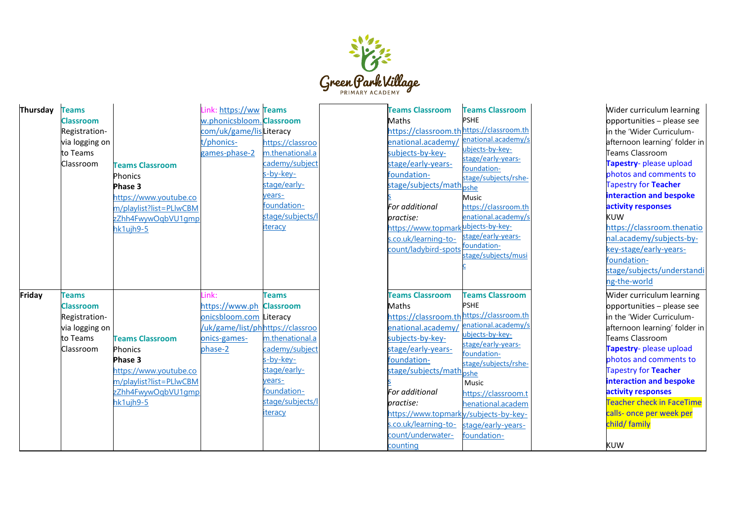| Thursday | Teams Classroom Registration- via logging on to Teams Classroom | Teams Classroom Phonics **Phase 3** https://www.youtube.com/playlist?list=PLlwCBMzZhh4FwywOqbVU1gmphk1ujh9-5 | Link: https://www.phonicsbloom.com/uk/game/list/phonics-games-phase-2 | Teams Classroom Literacy https://classroom.thenational.academy/subjects-by-key-stage/early-years-foundation-stage/subjects/literacy | | Teams Classroom Maths https://classroom.thenational.academy/subjects-by-key-stage/early-years-foundation-stage/subjects/maths *For additional practise:* https://www.topmarks.co.uk/learning-to-count/ladybird-spots | Teams Classroom PSHE https://classroom.thenational.academy/subjects-by-key-stage/early-years-foundation-stage/subjects/rshe-pshe Music https://classroom.thenational.academy/subjects-by-key-stage/early-years-foundation-stage/subjects/music | | Wider curriculum learning opportunities – please see in the 'Wider Curriculum- afternoon learning' folder in Teams Classroom **Tapestry**- please upload photos and comments to Tapestry for **Teacher interaction and bespoke activity responses** KUW https://classroom.thenational.academy/subjects-by-key-stage/early-years-foundation-stage/subjects/understanding-the-world |
|---|---|---|---|---|---|---|---|---|---|
| Friday | Teams Classroom Registration- via logging on to Teams Classroom | Teams Classroom Phonics **Phase 3** https://www.youtube.com/playlist?list=PLlwCBMzZhh4FwywOqbVU1gmphk1ujh9-5 | Link: https://www.phonicsbloom.com/uk/game/list/phonics-games-phase-2 | Teams Classroom Literacy https://classroom.thenational.academy/subjects-by-key-stage/early-years-foundation-stage/subjects/literacy | | Teams Classroom Maths https://classroom.thenational.academy/subjects-by-key-stage/early-years-foundation-stage/subjects/maths *For additional practise:* https://www.topmarks.co.uk/learning-to-count/underwater-counting | Teams Classroom PSHE https://classroom.thenational.academy/subjects-by-key-stage/early-years-foundation-stage/subjects/rshe-pshe Music https://classroom.thenational.academy/subjects-by-key-stage/early-years-foundation- | | Wider curriculum learning opportunities – please see in the 'Wider Curriculum- afternoon learning' folder in Teams Classroom **Tapestry**- please upload photos and comments to Tapestry for **Teacher interaction and bespoke activity responses** Teacher check in FaceTime calls- once per week per child/ family KUW |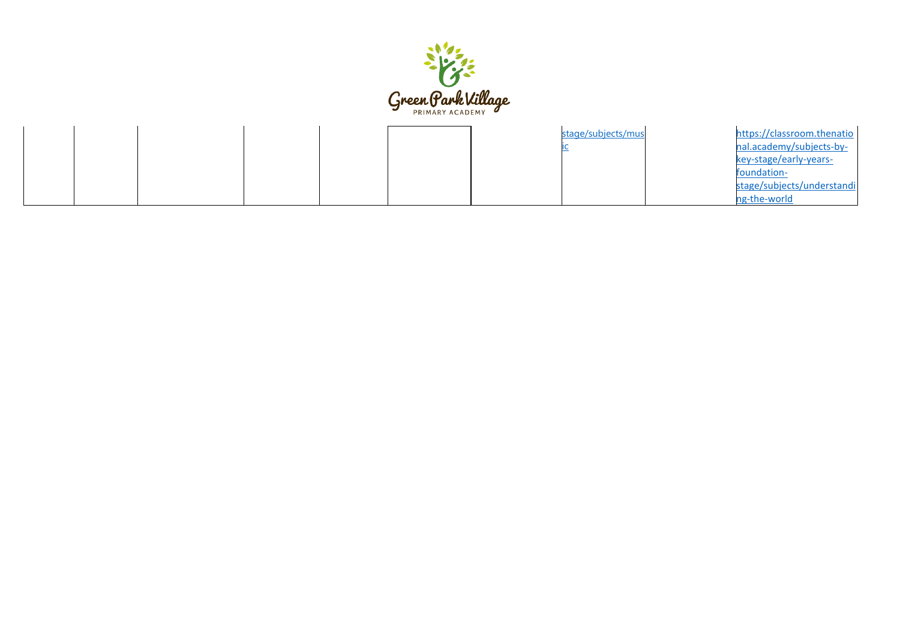| | | | | | | | | | |
|---|---|---|---|---|---|---|---|---|---|
| | | | | | | | stage/subjects/music | | https://classroom.thenational.academy/subjects-by-key-stage/early-years-foundation-stage/subjects/understanding-the-world |